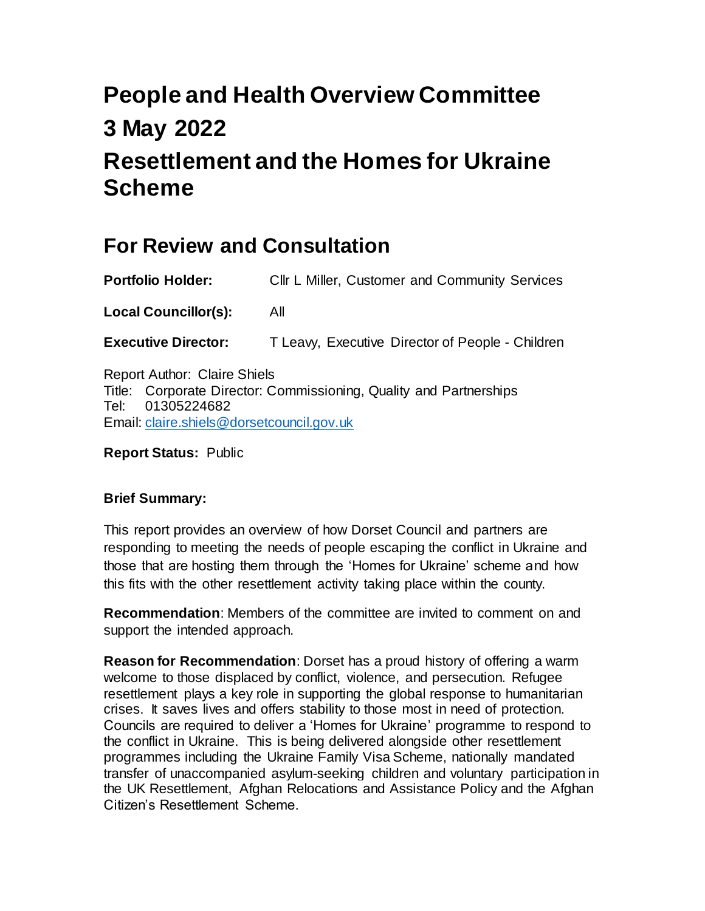# People and Health Overview Committee

# 3 May 2022

# Resettlement and the Homes for Ukraine Scheme

## For Review and Consultation

**Portfolio Holder:** Cllr L Miller, Customer and Community Services

**Local Councillor(s):** All

**Executive Director:** T Leavy, Executive Director of People - Children

Report Author: Claire Shiels
Title: Corporate Director: Commissioning, Quality and Partnerships
Tel: 01305224682
Email: claire.shiels@dorsetcouncil.gov.uk

**Report Status:** Public

**Brief Summary:**

This report provides an overview of how Dorset Council and partners are responding to meeting the needs of people escaping the conflict in Ukraine and those that are hosting them through the 'Homes for Ukraine' scheme and how this fits with the other resettlement activity taking place within the county.

**Recommendation**: Members of the committee are invited to comment on and support the intended approach.

**Reason for Recommendation**: Dorset has a proud history of offering a warm welcome to those displaced by conflict, violence, and persecution. Refugee resettlement plays a key role in supporting the global response to humanitarian crises. It saves lives and offers stability to those most in need of protection. Councils are required to deliver a 'Homes for Ukraine' programme to respond to the conflict in Ukraine. This is being delivered alongside other resettlement programmes including the Ukraine Family Visa Scheme, nationally mandated transfer of unaccompanied asylum-seeking children and voluntary participation in the UK Resettlement, Afghan Relocations and Assistance Policy and the Afghan Citizen's Resettlement Scheme.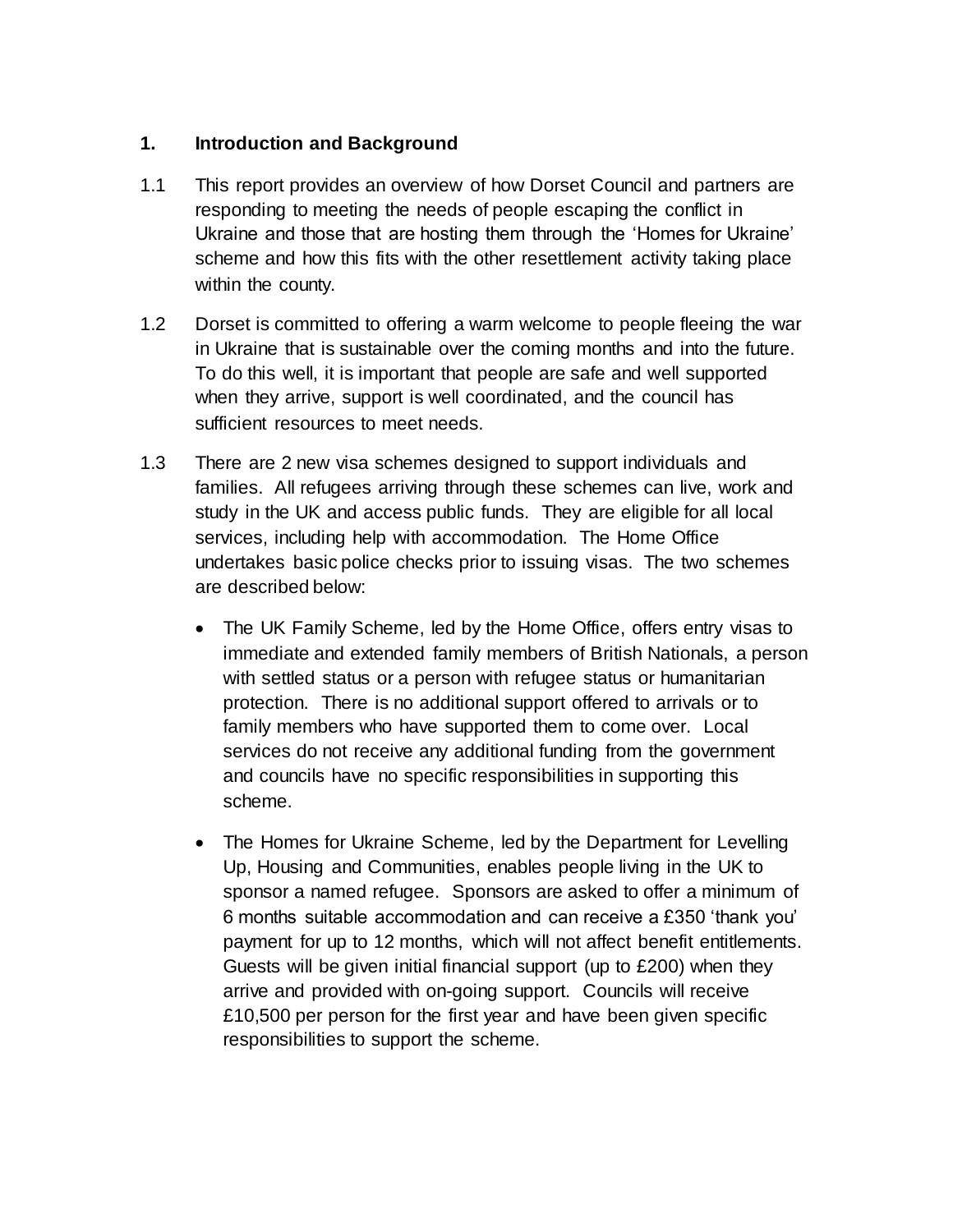## 1. Introduction and Background

1.1 This report provides an overview of how Dorset Council and partners are responding to meeting the needs of people escaping the conflict in Ukraine and those that are hosting them through the 'Homes for Ukraine' scheme and how this fits with the other resettlement activity taking place within the county.

1.2 Dorset is committed to offering a warm welcome to people fleeing the war in Ukraine that is sustainable over the coming months and into the future. To do this well, it is important that people are safe and well supported when they arrive, support is well coordinated, and the council has sufficient resources to meet needs.

1.3 There are 2 new visa schemes designed to support individuals and families. All refugees arriving through these schemes can live, work and study in the UK and access public funds. They are eligible for all local services, including help with accommodation. The Home Office undertakes basic police checks prior to issuing visas. The two schemes are described below:

- The UK Family Scheme, led by the Home Office, offers entry visas to immediate and extended family members of British Nationals, a person with settled status or a person with refugee status or humanitarian protection. There is no additional support offered to arrivals or to family members who have supported them to come over. Local services do not receive any additional funding from the government and councils have no specific responsibilities in supporting this scheme.

- The Homes for Ukraine Scheme, led by the Department for Levelling Up, Housing and Communities, enables people living in the UK to sponsor a named refugee. Sponsors are asked to offer a minimum of 6 months suitable accommodation and can receive a £350 'thank you' payment for up to 12 months, which will not affect benefit entitlements. Guests will be given initial financial support (up to £200) when they arrive and provided with on-going support. Councils will receive £10,500 per person for the first year and have been given specific responsibilities to support the scheme.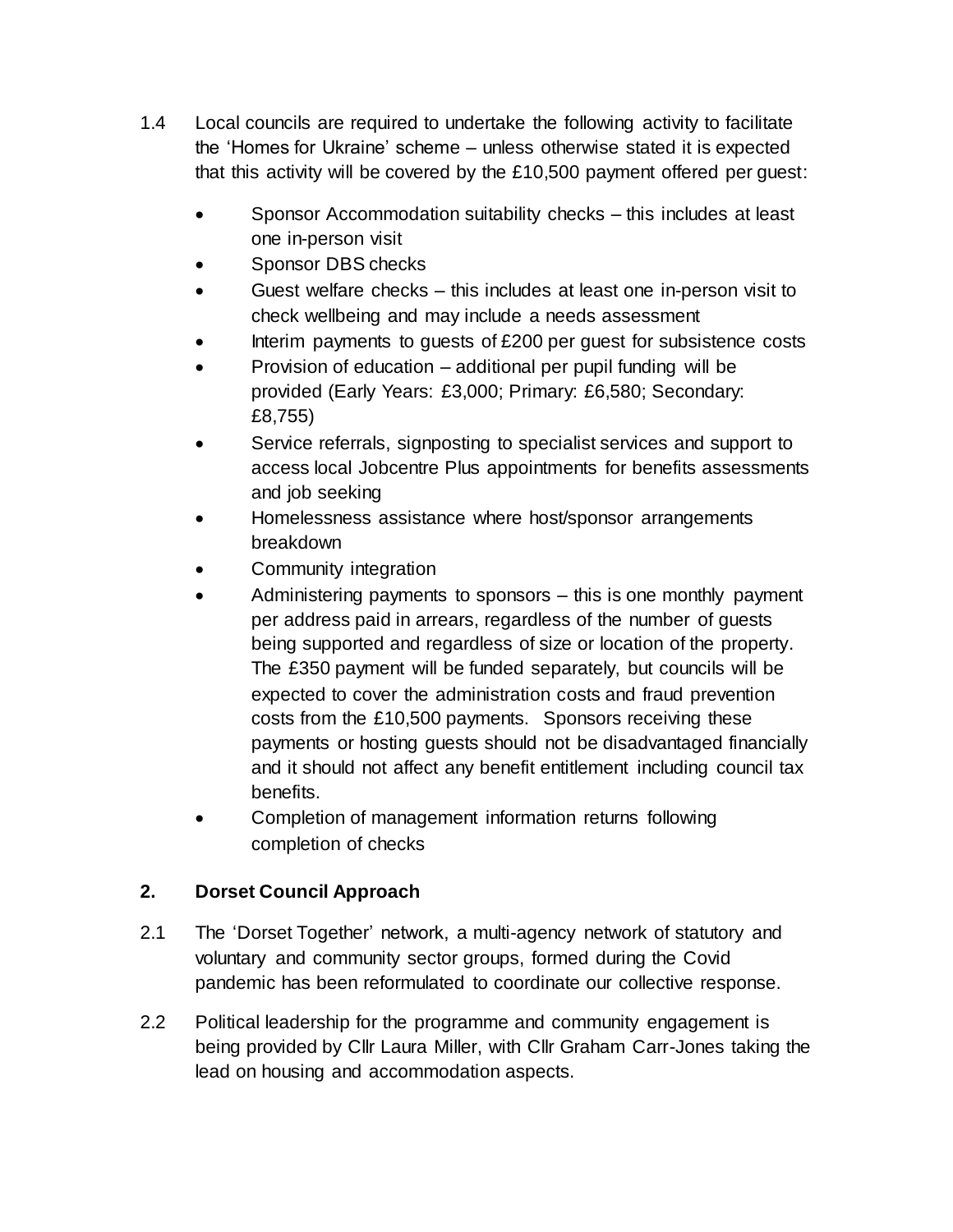1.4 Local councils are required to undertake the following activity to facilitate the 'Homes for Ukraine' scheme – unless otherwise stated it is expected that this activity will be covered by the £10,500 payment offered per guest:

- Sponsor Accommodation suitability checks – this includes at least one in-person visit
- Sponsor DBS checks
- Guest welfare checks – this includes at least one in-person visit to check wellbeing and may include a needs assessment
- Interim payments to guests of £200 per guest for subsistence costs
- Provision of education – additional per pupil funding will be provided (Early Years: £3,000; Primary: £6,580; Secondary: £8,755)
- Service referrals, signposting to specialist services and support to access local Jobcentre Plus appointments for benefits assessments and job seeking
- Homelessness assistance where host/sponsor arrangements breakdown
- Community integration
- Administering payments to sponsors – this is one monthly payment per address paid in arrears, regardless of the number of guests being supported and regardless of size or location of the property. The £350 payment will be funded separately, but councils will be expected to cover the administration costs and fraud prevention costs from the £10,500 payments. Sponsors receiving these payments or hosting guests should not be disadvantaged financially and it should not affect any benefit entitlement including council tax benefits.
- Completion of management information returns following completion of checks

## 2. Dorset Council Approach

2.1 The 'Dorset Together' network, a multi-agency network of statutory and voluntary and community sector groups, formed during the Covid pandemic has been reformulated to coordinate our collective response.

2.2 Political leadership for the programme and community engagement is being provided by Cllr Laura Miller, with Cllr Graham Carr-Jones taking the lead on housing and accommodation aspects.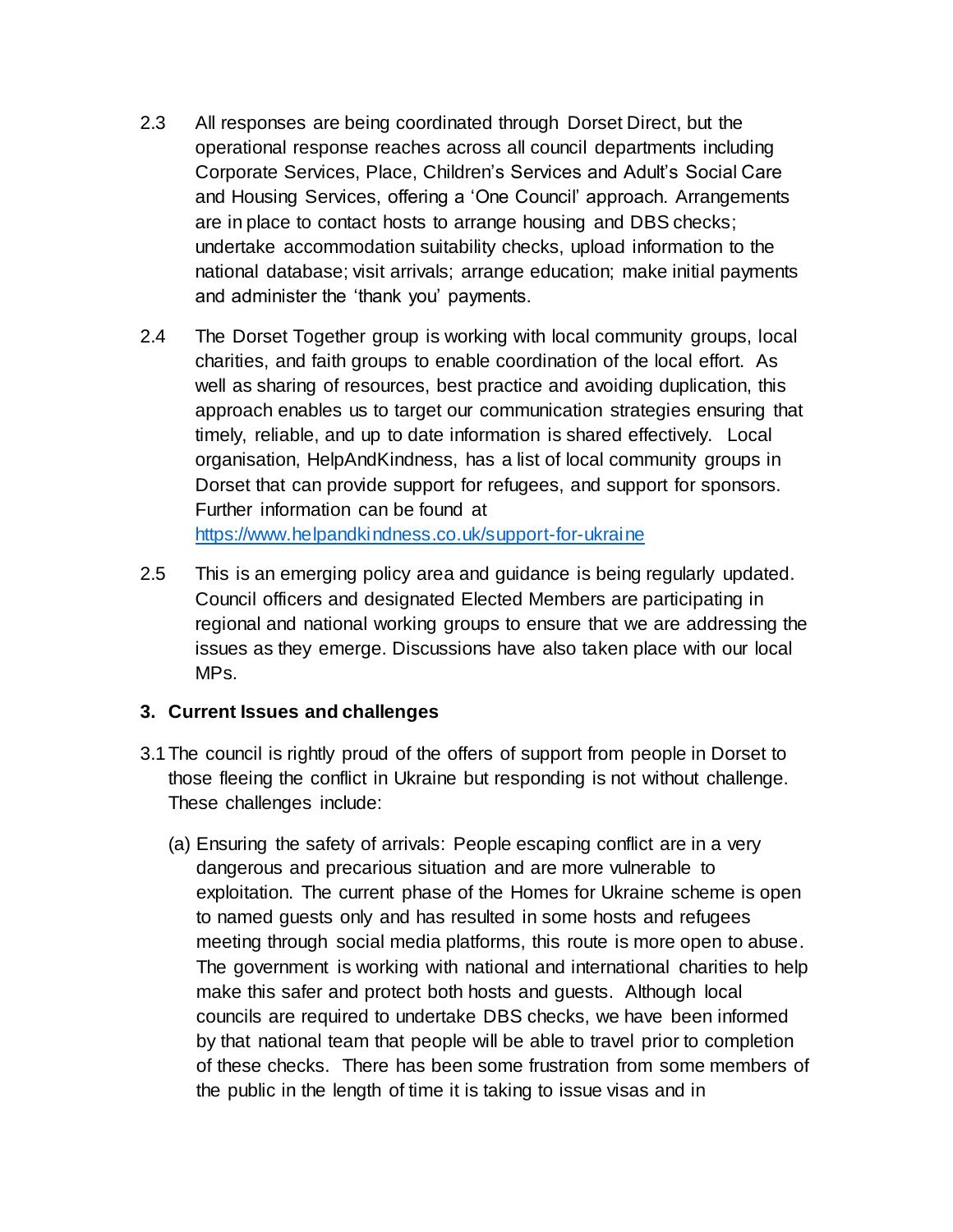2.3 All responses are being coordinated through Dorset Direct, but the operational response reaches across all council departments including Corporate Services, Place, Children's Services and Adult's Social Care and Housing Services, offering a 'One Council' approach. Arrangements are in place to contact hosts to arrange housing and DBS checks; undertake accommodation suitability checks, upload information to the national database; visit arrivals; arrange education; make initial payments and administer the 'thank you' payments.

2.4 The Dorset Together group is working with local community groups, local charities, and faith groups to enable coordination of the local effort. As well as sharing of resources, best practice and avoiding duplication, this approach enables us to target our communication strategies ensuring that timely, reliable, and up to date information is shared effectively. Local organisation, HelpAndKindness, has a list of local community groups in Dorset that can provide support for refugees, and support for sponsors. Further information can be found at https://www.helpandkindness.co.uk/support-for-ukraine

2.5 This is an emerging policy area and guidance is being regularly updated. Council officers and designated Elected Members are participating in regional and national working groups to ensure that we are addressing the issues as they emerge. Discussions have also taken place with our local MPs.

## 3. Current Issues and challenges

3.1 The council is rightly proud of the offers of support from people in Dorset to those fleeing the conflict in Ukraine but responding is not without challenge. These challenges include:

(a) Ensuring the safety of arrivals: People escaping conflict are in a very dangerous and precarious situation and are more vulnerable to exploitation. The current phase of the Homes for Ukraine scheme is open to named guests only and has resulted in some hosts and refugees meeting through social media platforms, this route is more open to abuse. The government is working with national and international charities to help make this safer and protect both hosts and guests. Although local councils are required to undertake DBS checks, we have been informed by that national team that people will be able to travel prior to completion of these checks. There has been some frustration from some members of the public in the length of time it is taking to issue visas and in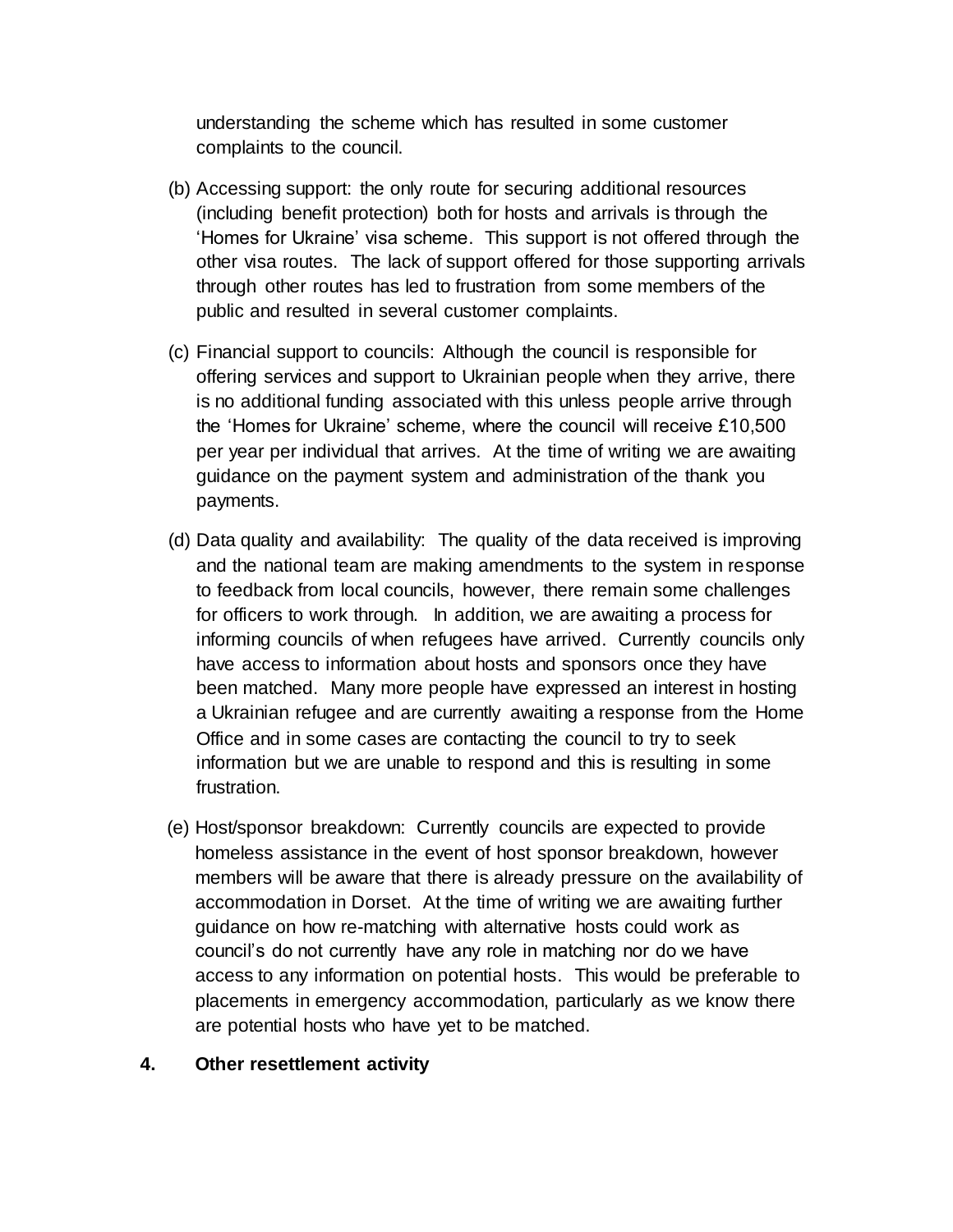understanding the scheme which has resulted in some customer complaints to the council.

(b) Accessing support: the only route for securing additional resources (including benefit protection) both for hosts and arrivals is through the 'Homes for Ukraine' visa scheme. This support is not offered through the other visa routes. The lack of support offered for those supporting arrivals through other routes has led to frustration from some members of the public and resulted in several customer complaints.

(c) Financial support to councils: Although the council is responsible for offering services and support to Ukrainian people when they arrive, there is no additional funding associated with this unless people arrive through the 'Homes for Ukraine' scheme, where the council will receive £10,500 per year per individual that arrives. At the time of writing we are awaiting guidance on the payment system and administration of the thank you payments.

(d) Data quality and availability: The quality of the data received is improving and the national team are making amendments to the system in response to feedback from local councils, however, there remain some challenges for officers to work through. In addition, we are awaiting a process for informing councils of when refugees have arrived. Currently councils only have access to information about hosts and sponsors once they have been matched. Many more people have expressed an interest in hosting a Ukrainian refugee and are currently awaiting a response from the Home Office and in some cases are contacting the council to try to seek information but we are unable to respond and this is resulting in some frustration.

(e) Host/sponsor breakdown: Currently councils are expected to provide homeless assistance in the event of host sponsor breakdown, however members will be aware that there is already pressure on the availability of accommodation in Dorset. At the time of writing we are awaiting further guidance on how re-matching with alternative hosts could work as council's do not currently have any role in matching nor do we have access to any information on potential hosts. This would be preferable to placements in emergency accommodation, particularly as we know there are potential hosts who have yet to be matched.

## 4. Other resettlement activity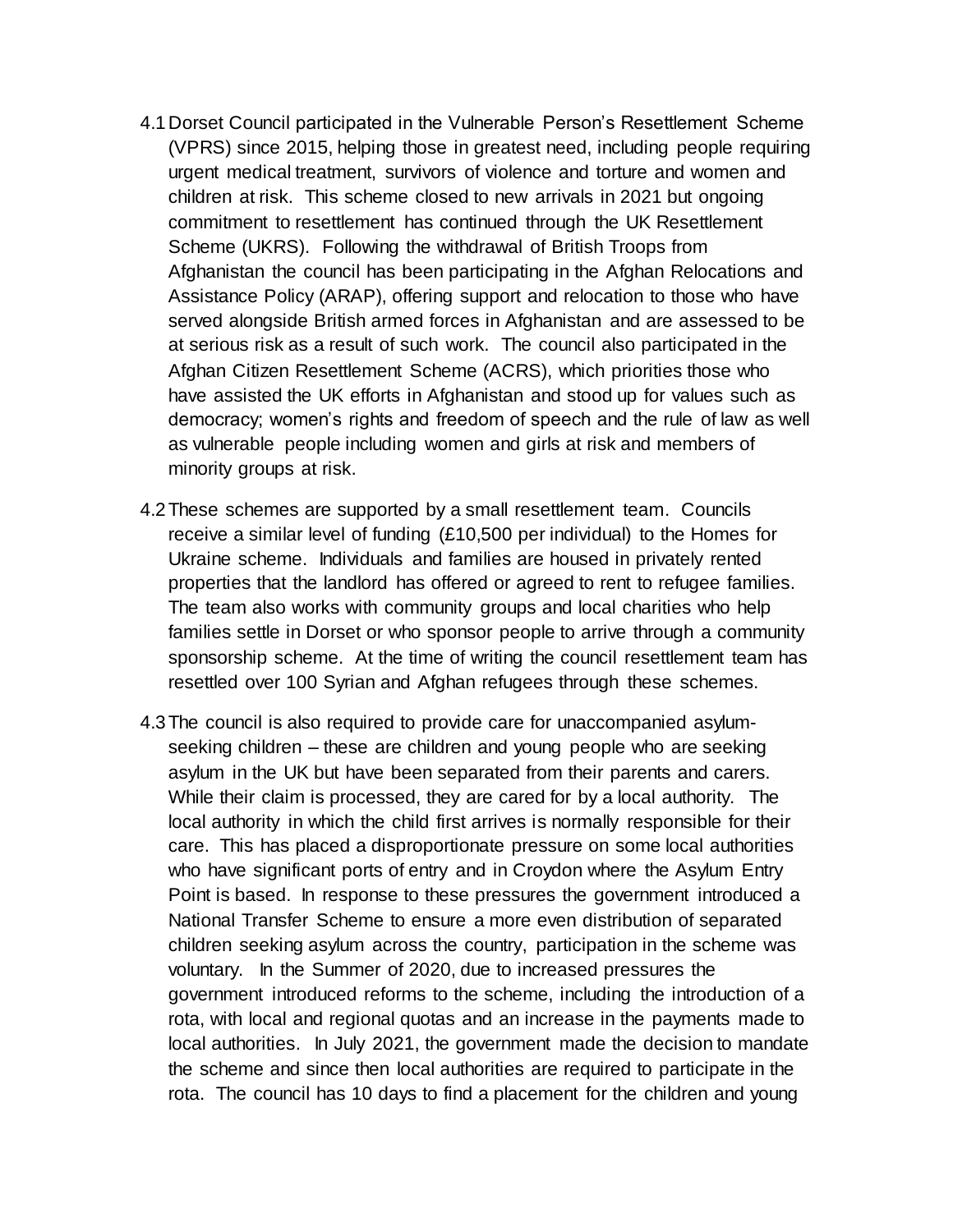4.1 Dorset Council participated in the Vulnerable Person's Resettlement Scheme (VPRS) since 2015, helping those in greatest need, including people requiring urgent medical treatment, survivors of violence and torture and women and children at risk. This scheme closed to new arrivals in 2021 but ongoing commitment to resettlement has continued through the UK Resettlement Scheme (UKRS). Following the withdrawal of British Troops from Afghanistan the council has been participating in the Afghan Relocations and Assistance Policy (ARAP), offering support and relocation to those who have served alongside British armed forces in Afghanistan and are assessed to be at serious risk as a result of such work. The council also participated in the Afghan Citizen Resettlement Scheme (ACRS), which priorities those who have assisted the UK efforts in Afghanistan and stood up for values such as democracy; women's rights and freedom of speech and the rule of law as well as vulnerable people including women and girls at risk and members of minority groups at risk.

4.2 These schemes are supported by a small resettlement team. Councils receive a similar level of funding (£10,500 per individual) to the Homes for Ukraine scheme. Individuals and families are housed in privately rented properties that the landlord has offered or agreed to rent to refugee families. The team also works with community groups and local charities who help families settle in Dorset or who sponsor people to arrive through a community sponsorship scheme. At the time of writing the council resettlement team has resettled over 100 Syrian and Afghan refugees through these schemes.

4.3 The council is also required to provide care for unaccompanied asylum-seeking children – these are children and young people who are seeking asylum in the UK but have been separated from their parents and carers. While their claim is processed, they are cared for by a local authority. The local authority in which the child first arrives is normally responsible for their care. This has placed a disproportionate pressure on some local authorities who have significant ports of entry and in Croydon where the Asylum Entry Point is based. In response to these pressures the government introduced a National Transfer Scheme to ensure a more even distribution of separated children seeking asylum across the country, participation in the scheme was voluntary. In the Summer of 2020, due to increased pressures the government introduced reforms to the scheme, including the introduction of a rota, with local and regional quotas and an increase in the payments made to local authorities. In July 2021, the government made the decision to mandate the scheme and since then local authorities are required to participate in the rota. The council has 10 days to find a placement for the children and young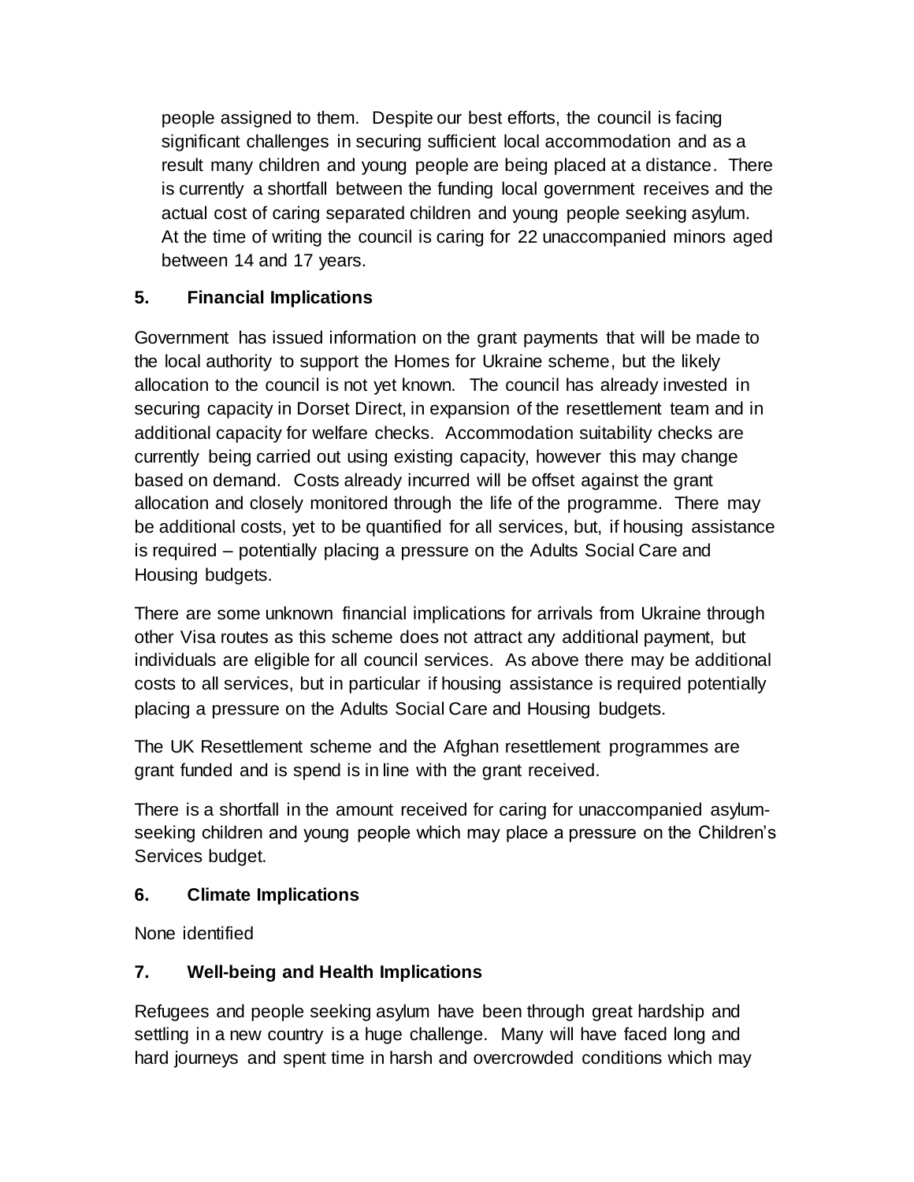people assigned to them. Despite our best efforts, the council is facing significant challenges in securing sufficient local accommodation and as a result many children and young people are being placed at a distance. There is currently a shortfall between the funding local government receives and the actual cost of caring separated children and young people seeking asylum. At the time of writing the council is caring for 22 unaccompanied minors aged between 14 and 17 years.

## 5. Financial Implications

Government has issued information on the grant payments that will be made to the local authority to support the Homes for Ukraine scheme, but the likely allocation to the council is not yet known. The council has already invested in securing capacity in Dorset Direct, in expansion of the resettlement team and in additional capacity for welfare checks. Accommodation suitability checks are currently being carried out using existing capacity, however this may change based on demand. Costs already incurred will be offset against the grant allocation and closely monitored through the life of the programme. There may be additional costs, yet to be quantified for all services, but, if housing assistance is required – potentially placing a pressure on the Adults Social Care and Housing budgets.

There are some unknown financial implications for arrivals from Ukraine through other Visa routes as this scheme does not attract any additional payment, but individuals are eligible for all council services. As above there may be additional costs to all services, but in particular if housing assistance is required potentially placing a pressure on the Adults Social Care and Housing budgets.

The UK Resettlement scheme and the Afghan resettlement programmes are grant funded and is spend is in line with the grant received.

There is a shortfall in the amount received for caring for unaccompanied asylum-seeking children and young people which may place a pressure on the Children's Services budget.

## 6. Climate Implications

None identified

## 7. Well-being and Health Implications

Refugees and people seeking asylum have been through great hardship and settling in a new country is a huge challenge. Many will have faced long and hard journeys and spent time in harsh and overcrowded conditions which may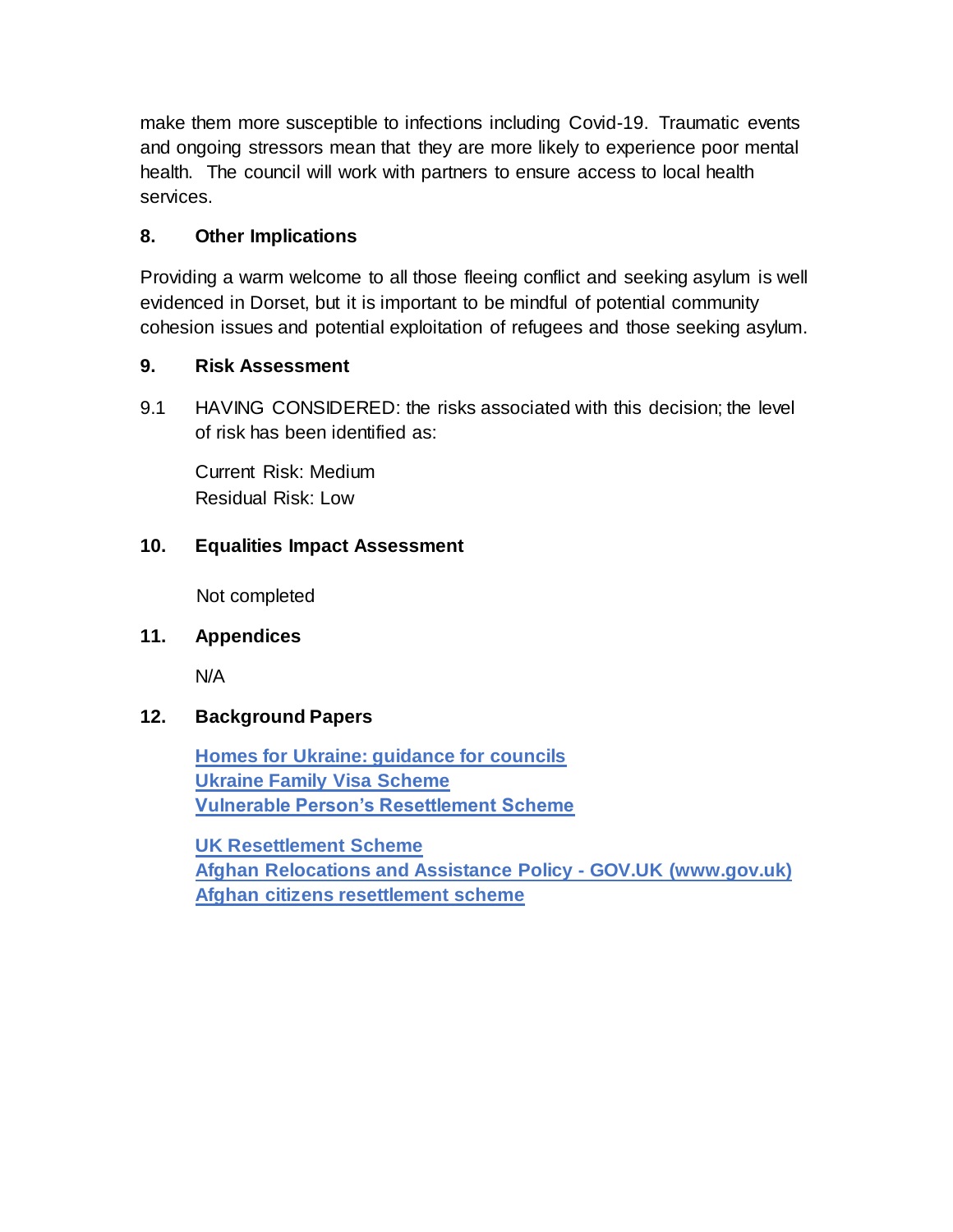make them more susceptible to infections including Covid-19. Traumatic events and ongoing stressors mean that they are more likely to experience poor mental health. The council will work with partners to ensure access to local health services.

## 8. Other Implications

Providing a warm welcome to all those fleeing conflict and seeking asylum is well evidenced in Dorset, but it is important to be mindful of potential community cohesion issues and potential exploitation of refugees and those seeking asylum.

## 9. Risk Assessment

9.1 HAVING CONSIDERED: the risks associated with this decision; the level of risk has been identified as:

Current Risk: Medium
Residual Risk: Low

## 10. Equalities Impact Assessment

Not completed

## 11. Appendices

N/A

## 12. Background Papers

**Homes for Ukraine: guidance for councils**
**Ukraine Family Visa Scheme**
**Vulnerable Person's Resettlement Scheme**

**UK Resettlement Scheme**
**Afghan Relocations and Assistance Policy - GOV.UK (www.gov.uk)**
**Afghan citizens resettlement scheme**